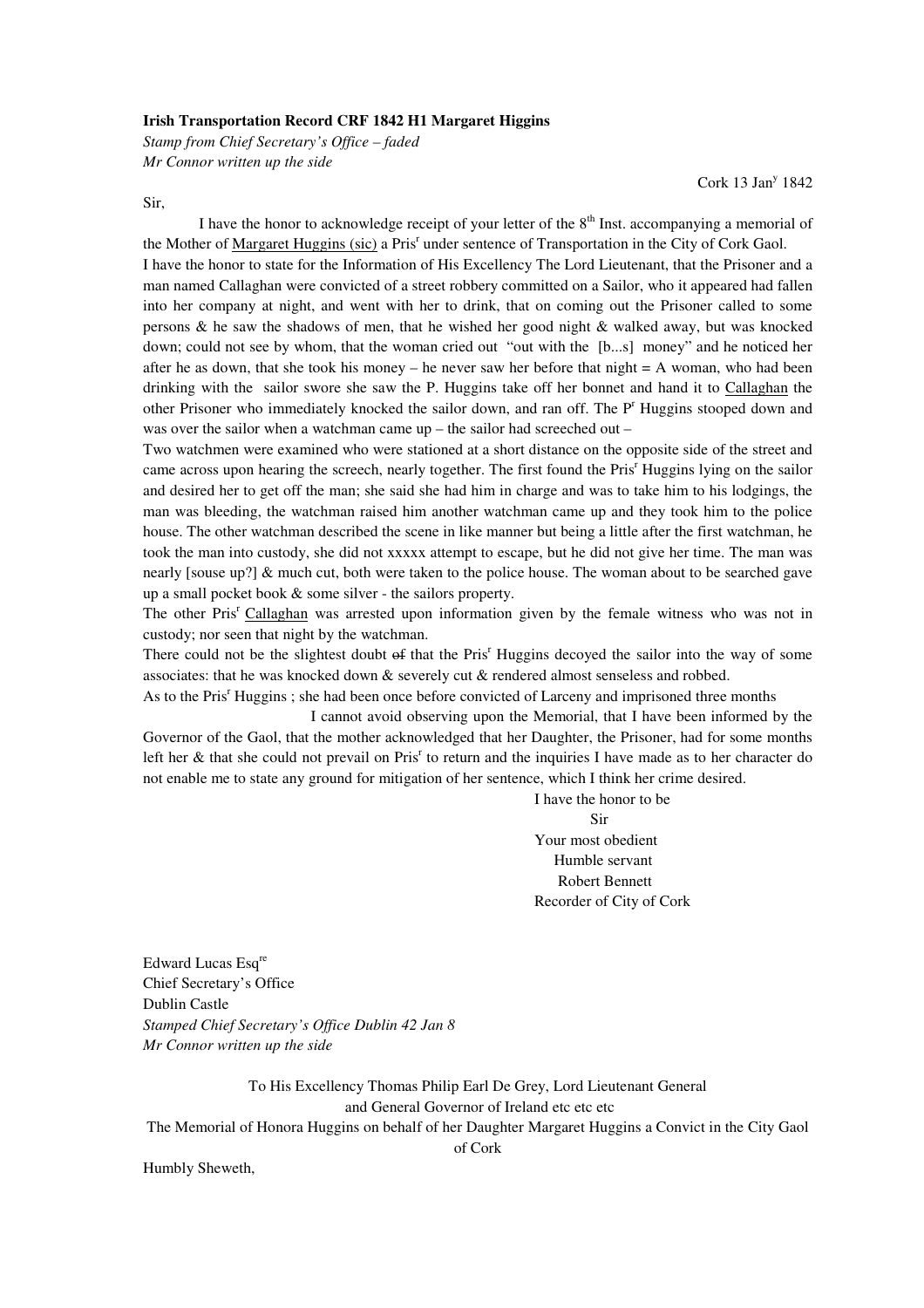**Irish Transportation Record CRF 1842 H1 Margaret Higgins**

*Stamp from Chief Secretary's Office – faded*

*Mr Connor written up the side*

Cork 13 Jan[y] 1842

Sir,

I have the honor to acknowledge receipt of your letter of the 8[th] Inst. accompanying a memorial of the Mother of Margaret Huggins (sic) a Pris[r] under sentence of Transportation in the City of Cork Gaol.

I have the honor to state for the Information of His Excellency The Lord Lieutenant, that the Prisoner and a man named Callaghan were convicted of a street robbery committed on a Sailor, who it appeared had fallen into her company at night, and went with her to drink, that on coming out the Prisoner called to some persons & he saw the shadows of men, that he wished her good night & walked away, but was knocked down; could not see by whom, that the woman cried out "out with the [b...s] money" and he noticed her after he as down, that she took his money – he never saw her before that night = A woman, who had been drinking with the sailor swore she saw the P. Huggins take off her bonnet and hand it to Callaghan the other Prisoner who immediately knocked the sailor down, and ran off. The P[r] Huggins stooped down and was over the sailor when a watchman came up – the sailor had screeched out –

Two watchmen were examined who were stationed at a short distance on the opposite side of the street and came across upon hearing the screech, nearly together. The first found the Pris[r] Huggins lying on the sailor and desired her to get off the man; she said she had him in charge and was to take him to his lodgings, the man was bleeding, the watchman raised him another watchman came up and they took him to the police house. The other watchman described the scene in like manner but being a little after the first watchman, he took the man into custody, she did not xxxxx attempt to escape, but he did not give her time. The man was nearly [souse up?] & much cut, both were taken to the police house. The woman about to be searched gave up a small pocket book & some silver - the sailors property.

The other Pris[r] Callaghan was arrested upon information given by the female witness who was not in custody; nor seen that night by the watchman.

There could not be the slightest doubt ~~of~~ that the Pris[r] Huggins decoyed the sailor into the way of some associates: that he was knocked down & severely cut & rendered almost senseless and robbed.

As to the Pris[r] Huggins ; she had been once before convicted of Larceny and imprisoned three months

I cannot avoid observing upon the Memorial, that I have been informed by the Governor of the Gaol, that the mother acknowledged that her Daughter, the Prisoner, had for some months left her & that she could not prevail on Pris[r] to return and the inquiries I have made as to her character do not enable me to state any ground for mitigation of her sentence, which I think her crime desired.

I have the honor to be
Sir
Your most obedient
Humble servant
Robert Bennett
Recorder of City of Cork

Edward Lucas Esq[re]
Chief Secretary's Office
Dublin Castle

*Stamped Chief Secretary's Office Dublin 42 Jan 8*

*Mr Connor written up the side*

To His Excellency Thomas Philip Earl De Grey, Lord Lieutenant General and General Governor of Ireland etc etc etc

The Memorial of Honora Huggins on behalf of her Daughter Margaret Huggins a Convict in the City Gaol of Cork

Humbly Sheweth,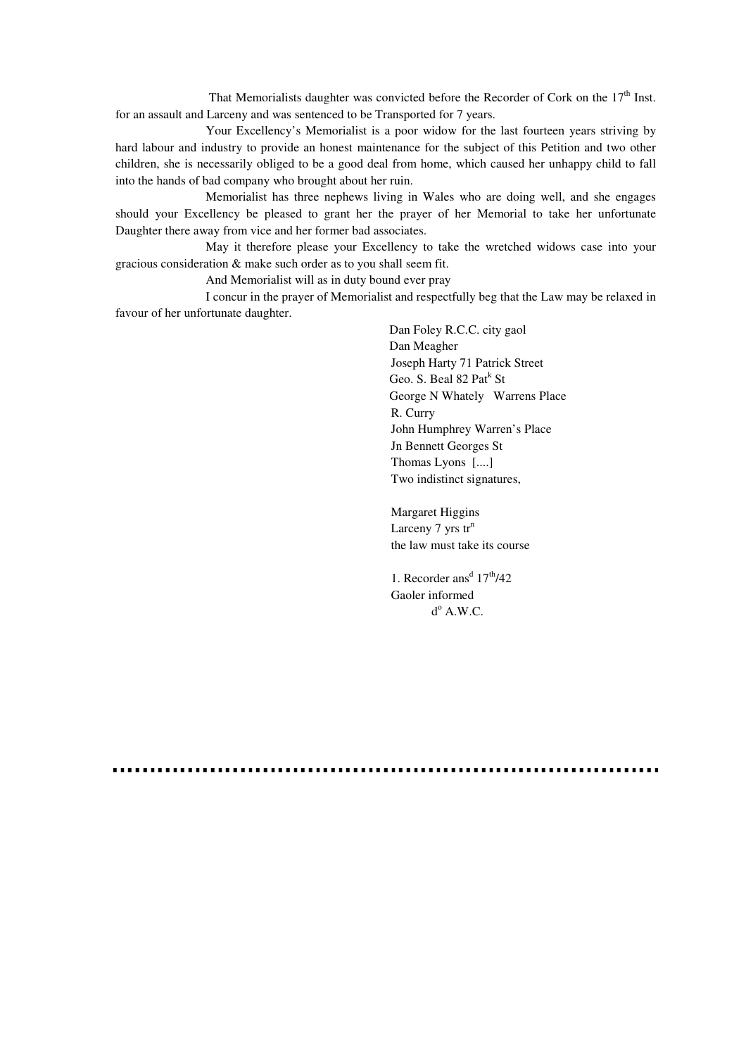That Memorialists daughter was convicted before the Recorder of Cork on the 17th Inst. for an assault and Larceny and was sentenced to be Transported for 7 years.

Your Excellency's Memorialist is a poor widow for the last fourteen years striving by hard labour and industry to provide an honest maintenance for the subject of this Petition and two other children, she is necessarily obliged to be a good deal from home, which caused her unhappy child to fall into the hands of bad company who brought about her ruin.

Memorialist has three nephews living in Wales who are doing well, and she engages should your Excellency be pleased to grant her the prayer of her Memorial to take her unfortunate Daughter there away from vice and her former bad associates.

May it therefore please your Excellency to take the wretched widows case into your gracious consideration & make such order as to you shall seem fit.

And Memorialist will as in duty bound ever pray

I concur in the prayer of Memorialist and respectfully beg that the Law may be relaxed in favour of her unfortunate daughter.

Dan Foley R.C.C. city gaol
Dan Meagher
Joseph Harty 71 Patrick Street
Geo. S. Beal 82 Patk St
George N Whately Warrens Place
R. Curry
John Humphrey Warren's Place
Jn Bennett Georges St
Thomas Lyons [....]
Two indistinct signatures,

Margaret Higgins
Larceny 7 yrs trn
the law must take its course

1. Recorder ansd 17th/42
Gaoler informed
do A.W.C.